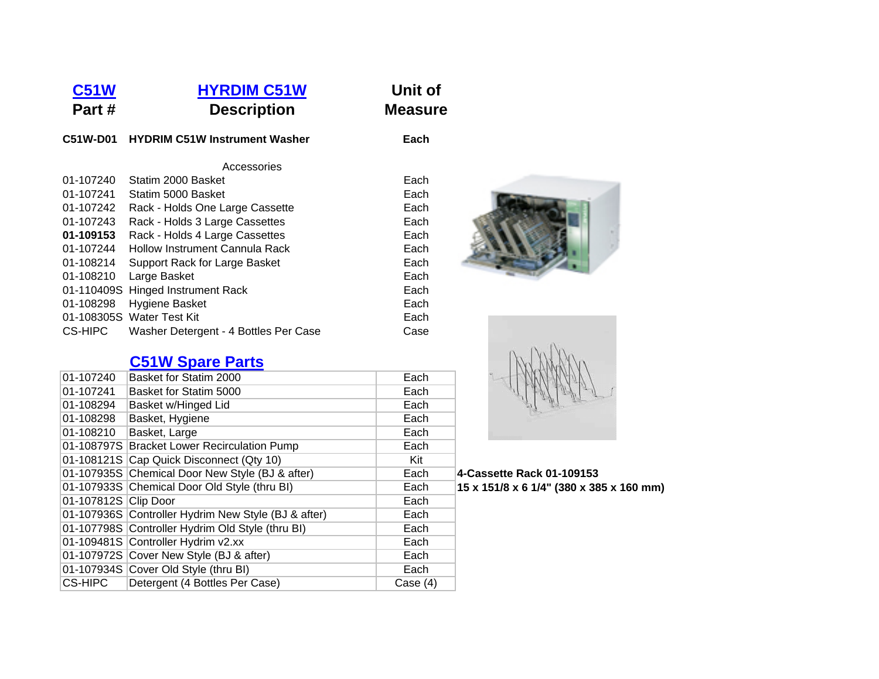| C51W Part # | HYRDIM C51W Description | Unit of Measure |
|---|---|---|
| **C51W-D01** | **HYDRIM C51W Instrument Washer** | **Each** |
| | Accessories | |
| 01-107240 | Statim 2000 Basket | Each |
| 01-107241 | Statim 5000 Basket | Each |
| 01-107242 | Rack - Holds One Large Cassette | Each |
| 01-107243 | Rack - Holds 3 Large Cassettes | Each |
| **01-109153** | Rack - Holds 4 Large Cassettes | Each |
| 01-107244 | Hollow Instrument Cannula Rack | Each |
| 01-108214 | Support Rack for Large Basket | Each |
| 01-108210 | Large Basket | Each |
| 01-110409S | Hinged Instrument Rack | Each |
| 01-108298 | Hygiene Basket | Each |
| 01-108305S | Water Test Kit | Each |
| CS-HIPC | Washer Detergent - 4 Bottles Per Case | Case |

## C51W Spare Parts

| Part # | Description | Unit of Measure |
|---|---|---|
| 01-107240 | Basket for Statim 2000 | Each |
| 01-107241 | Basket for Statim 5000 | Each |
| 01-108294 | Basket w/Hinged Lid | Each |
| 01-108298 | Basket, Hygiene | Each |
| 01-108210 | Basket, Large | Each |
| 01-108797S | Bracket Lower Recirculation Pump | Each |
| 01-108121S | Cap Quick Disconnect (Qty 10) | Kit |
| 01-107935S | Chemical Door New Style (BJ & after) | Each |
| 01-107933S | Chemical Door Old Style (thru BI) | Each |
| 01-107812S | Clip Door | Each |
| 01-107936S | Controller Hydrim New Style (BJ & after) | Each |
| 01-107798S | Controller Hydrim Old Style (thru BI) | Each |
| 01-109481S | Controller Hydrim v2.xx | Each |
| 01-107972S | Cover New Style (BJ & after) | Each |
| 01-107934S | Cover Old Style (thru BI) | Each |
| CS-HIPC | Detergent (4 Bottles Per Case) | Case (4) |

**4-Cassette Rack 01-109153**
**15 x 151/8 x 6 1/4" (380 x 385 x 160 mm)**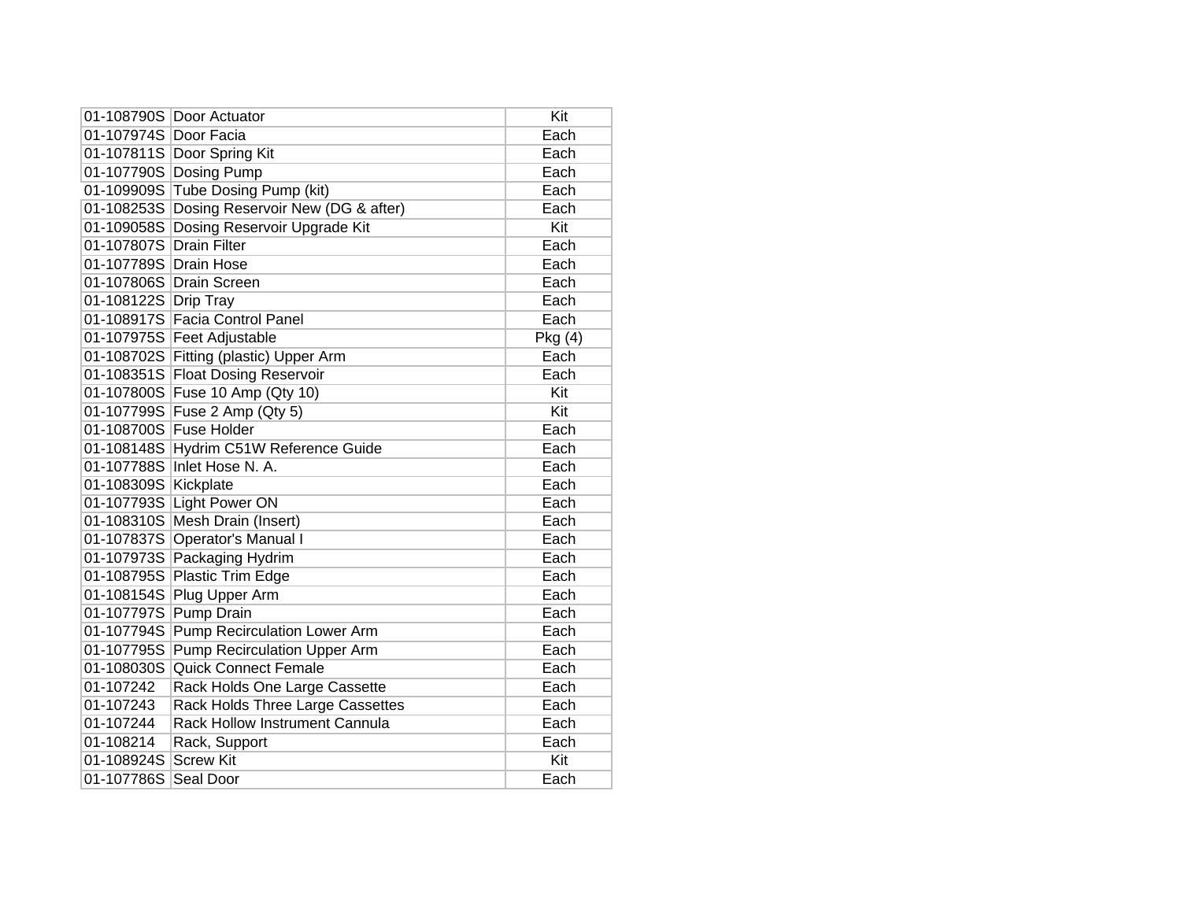| | | |
|---|---|---|
| 01-108790S | Door Actuator | Kit |
| 01-107974S | Door Facia | Each |
| 01-107811S | Door Spring Kit | Each |
| 01-107790S | Dosing Pump | Each |
| 01-109909S | Tube Dosing Pump (kit) | Each |
| 01-108253S | Dosing Reservoir New (DG & after) | Each |
| 01-109058S | Dosing Reservoir Upgrade Kit | Kit |
| 01-107807S | Drain Filter | Each |
| 01-107789S | Drain Hose | Each |
| 01-107806S | Drain Screen | Each |
| 01-108122S | Drip Tray | Each |
| 01-108917S | Facia Control Panel | Each |
| 01-107975S | Feet Adjustable | Pkg (4) |
| 01-108702S | Fitting (plastic) Upper Arm | Each |
| 01-108351S | Float Dosing Reservoir | Each |
| 01-107800S | Fuse 10 Amp (Qty 10) | Kit |
| 01-107799S | Fuse 2 Amp (Qty 5) | Kit |
| 01-108700S | Fuse Holder | Each |
| 01-108148S | Hydrim C51W Reference Guide | Each |
| 01-107788S | Inlet Hose N. A. | Each |
| 01-108309S | Kickplate | Each |
| 01-107793S | Light Power ON | Each |
| 01-108310S | Mesh Drain (Insert) | Each |
| 01-107837S | Operator's Manual I | Each |
| 01-107973S | Packaging Hydrim | Each |
| 01-108795S | Plastic Trim Edge | Each |
| 01-108154S | Plug Upper Arm | Each |
| 01-107797S | Pump Drain | Each |
| 01-107794S | Pump Recirculation Lower Arm | Each |
| 01-107795S | Pump Recirculation Upper Arm | Each |
| 01-108030S | Quick Connect Female | Each |
| 01-107242 | Rack Holds One Large Cassette | Each |
| 01-107243 | Rack Holds Three Large Cassettes | Each |
| 01-107244 | Rack Hollow Instrument Cannula | Each |
| 01-108214 | Rack, Support | Each |
| 01-108924S | Screw Kit | Kit |
| 01-107786S | Seal Door | Each |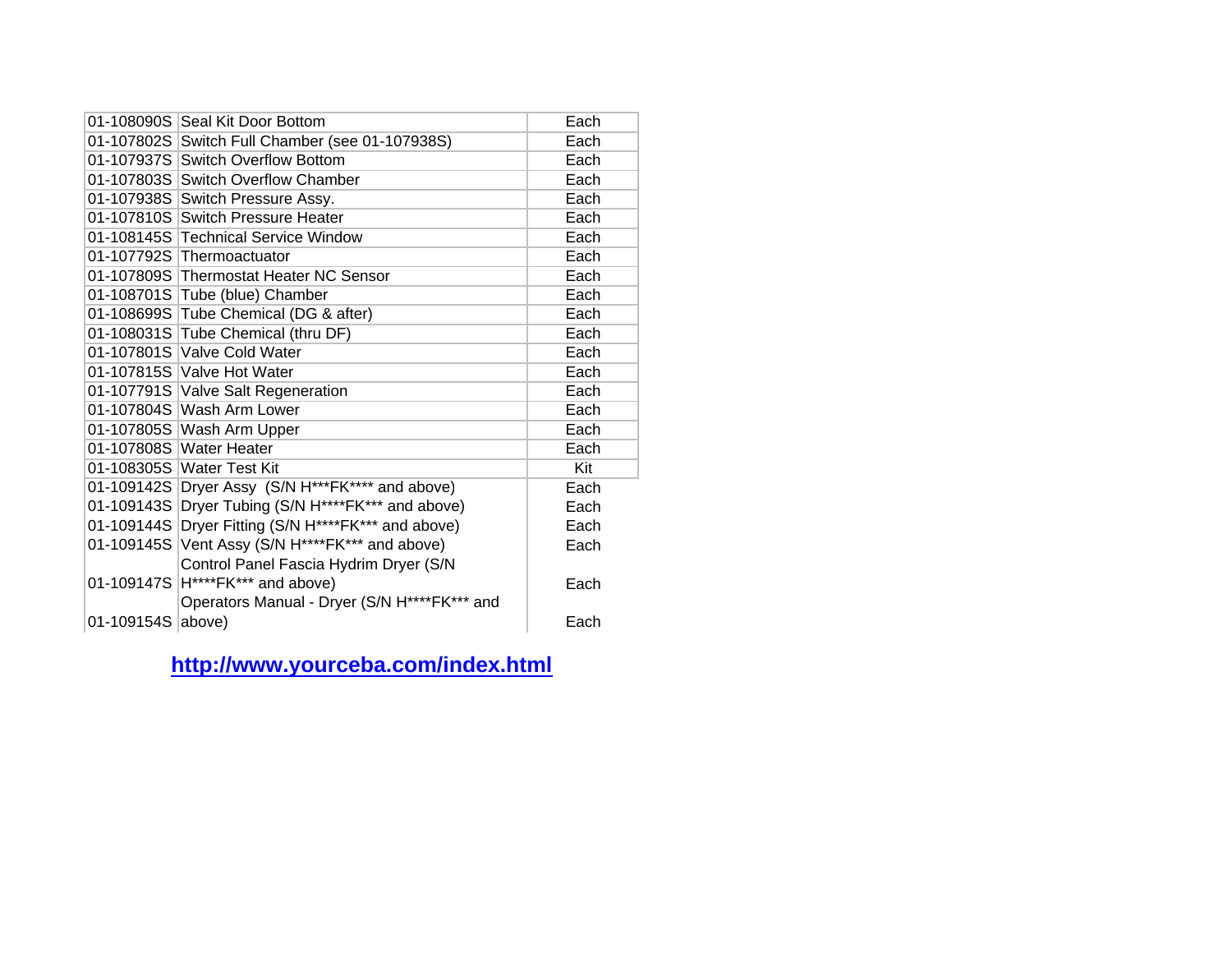| | | |
|---|---|---|
| 01-108090S | Seal Kit Door Bottom | Each |
| 01-107802S | Switch Full Chamber (see 01-107938S) | Each |
| 01-107937S | Switch Overflow Bottom | Each |
| 01-107803S | Switch Overflow Chamber | Each |
| 01-107938S | Switch Pressure Assy. | Each |
| 01-107810S | Switch Pressure Heater | Each |
| 01-108145S | Technical Service Window | Each |
| 01-107792S | Thermoactuator | Each |
| 01-107809S | Thermostat Heater NC Sensor | Each |
| 01-108701S | Tube (blue) Chamber | Each |
| 01-108699S | Tube Chemical (DG & after) | Each |
| 01-108031S | Tube Chemical (thru DF) | Each |
| 01-107801S | Valve Cold Water | Each |
| 01-107815S | Valve Hot Water | Each |
| 01-107791S | Valve Salt Regeneration | Each |
| 01-107804S | Wash Arm Lower | Each |
| 01-107805S | Wash Arm Upper | Each |
| 01-107808S | Water Heater | Each |
| 01-108305S | Water Test Kit | Kit |
| 01-109142S | Dryer Assy (S/N H***FK**** and above) | Each |
| 01-109143S | Dryer Tubing (S/N H****FK*** and above) | Each |
| 01-109144S | Dryer Fitting (S/N H****FK*** and above) | Each |
| 01-109145S | Vent Assy (S/N H****FK*** and above) | Each |
| 01-109147S | Control Panel Fascia Hydrim Dryer (S/N H****FK*** and above) | Each |
| 01-109154S | Operators Manual - Dryer (S/N H****FK*** and above) | Each |

**http://www.yourceba.com/index.html**